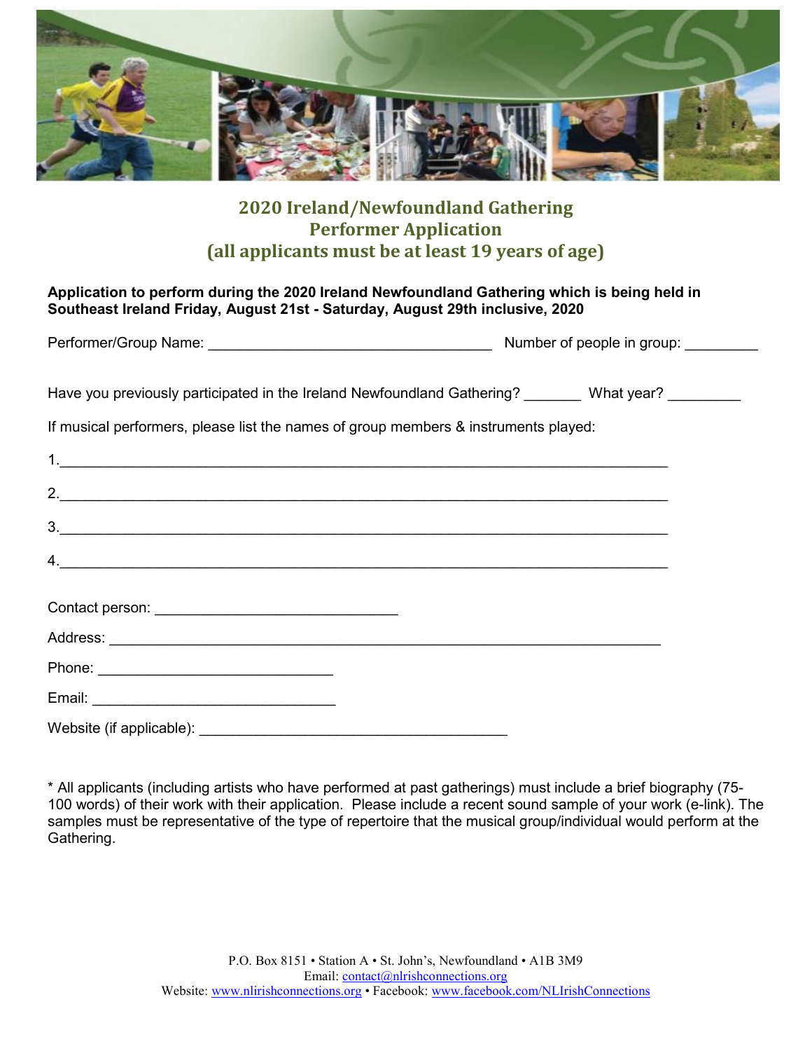# 2020 Ireland/Newfoundland Gathering
# Performer Application
# (all applicants must be at least 19 years of age)

**Application to perform during the 2020 Ireland Newfoundland Gathering which is being held in Southeast Ireland Friday, August 21st - Saturday, August 29th inclusive, 2020**

Performer/Group Name: ___________________________________ Number of people in group: _________

Have you previously participated in the Ireland Newfoundland Gathering? _______ What year? _________

If musical performers, please list the names of group members & instruments played:

1.___________________________________________________________________________

2.___________________________________________________________________________

3.___________________________________________________________________________

4.___________________________________________________________________________

Contact person: ______________________________

Address: _____________________________________________________________________

Phone: _____________________________

Email: ______________________________

Website (if applicable): ______________________________________

* All applicants (including artists who have performed at past gatherings) must include a brief biography (75-100 words) of their work with their application. Please include a recent sound sample of your work (e-link). The samples must be representative of the type of repertoire that the musical group/individual would perform at the Gathering.

P.O. Box 8151 • Station A • St. John's, Newfoundland • A1B 3M9
Email: contact@nlrishconnections.org
Website: www.nlirishconnections.org • Facebook: www.facebook.com/NLIrishConnections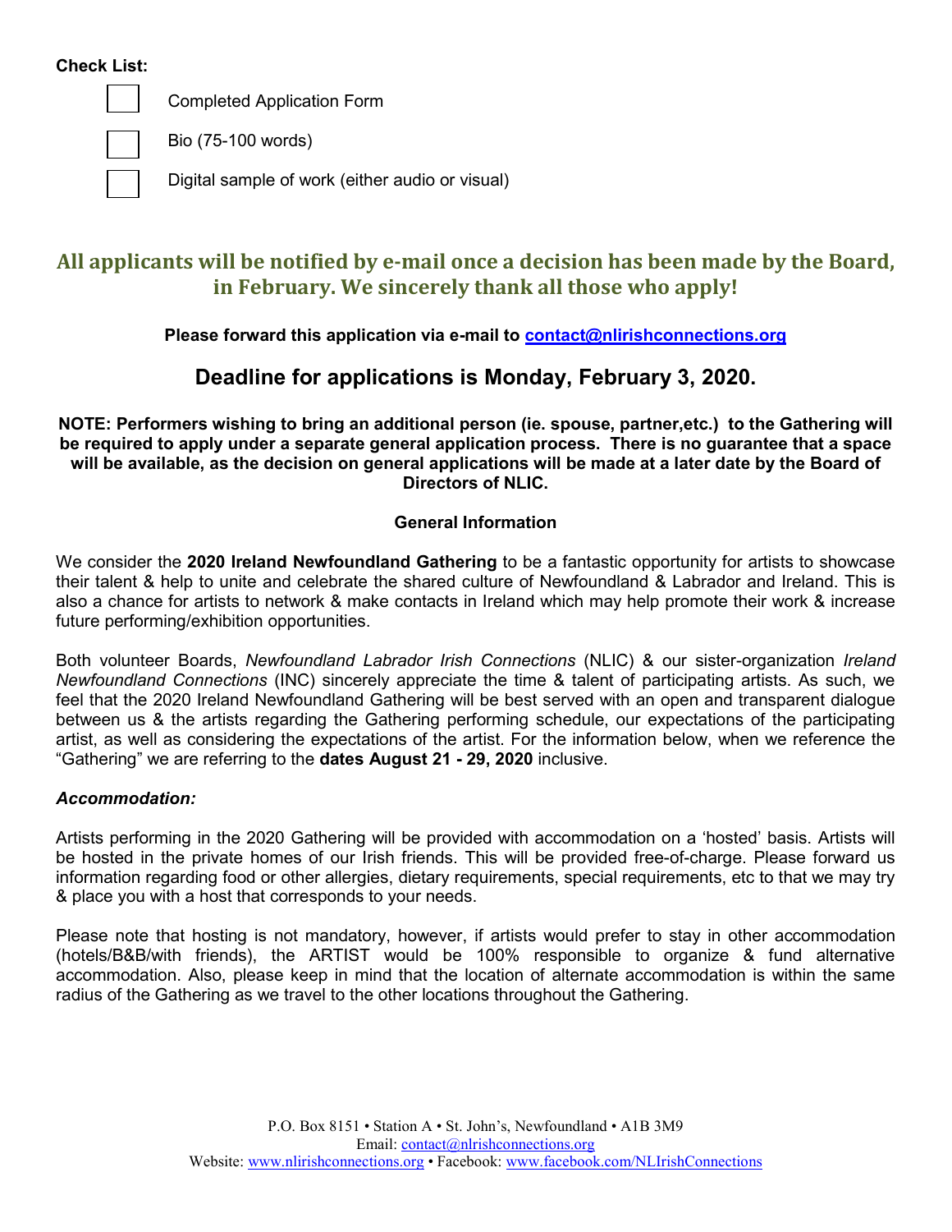**Check List:**

- [ ] Completed Application Form
- [ ] Bio (75-100 words)
- [ ] Digital sample of work (either audio or visual)

## All applicants will be notified by e-mail once a decision has been made by the Board, in February. We sincerely thank all those who apply!

**Please forward this application via e-mail to contact@nlirishconnections.org**

## Deadline for applications is Monday, February 3, 2020.

**NOTE: Performers wishing to bring an additional person (ie. spouse, partner,etc.) to the Gathering will be required to apply under a separate general application process. There is no guarantee that a space will be available, as the decision on general applications will be made at a later date by the Board of Directors of NLIC.**

### General Information

We consider the **2020 Ireland Newfoundland Gathering** to be a fantastic opportunity for artists to showcase their talent & help to unite and celebrate the shared culture of Newfoundland & Labrador and Ireland. This is also a chance for artists to network & make contacts in Ireland which may help promote their work & increase future performing/exhibition opportunities.

Both volunteer Boards, *Newfoundland Labrador Irish Connections* (NLIC) & our sister-organization *Ireland Newfoundland Connections* (INC) sincerely appreciate the time & talent of participating artists. As such, we feel that the 2020 Ireland Newfoundland Gathering will be best served with an open and transparent dialogue between us & the artists regarding the Gathering performing schedule, our expectations of the participating artist, as well as considering the expectations of the artist. For the information below, when we reference the "Gathering" we are referring to the **dates August 21 - 29, 2020** inclusive.

***Accommodation:***

Artists performing in the 2020 Gathering will be provided with accommodation on a 'hosted' basis. Artists will be hosted in the private homes of our Irish friends. This will be provided free-of-charge. Please forward us information regarding food or other allergies, dietary requirements, special requirements, etc to that we may try & place you with a host that corresponds to your needs.

Please note that hosting is not mandatory, however, if artists would prefer to stay in other accommodation (hotels/B&B/with friends), the ARTIST would be 100% responsible to organize & fund alternative accommodation. Also, please keep in mind that the location of alternate accommodation is within the same radius of the Gathering as we travel to the other locations throughout the Gathering.

P.O. Box 8151 • Station A • St. John's, Newfoundland • A1B 3M9
Email: contact@nlrishconnections.org
Website: www.nlirishconnections.org • Facebook: www.facebook.com/NLIrishConnections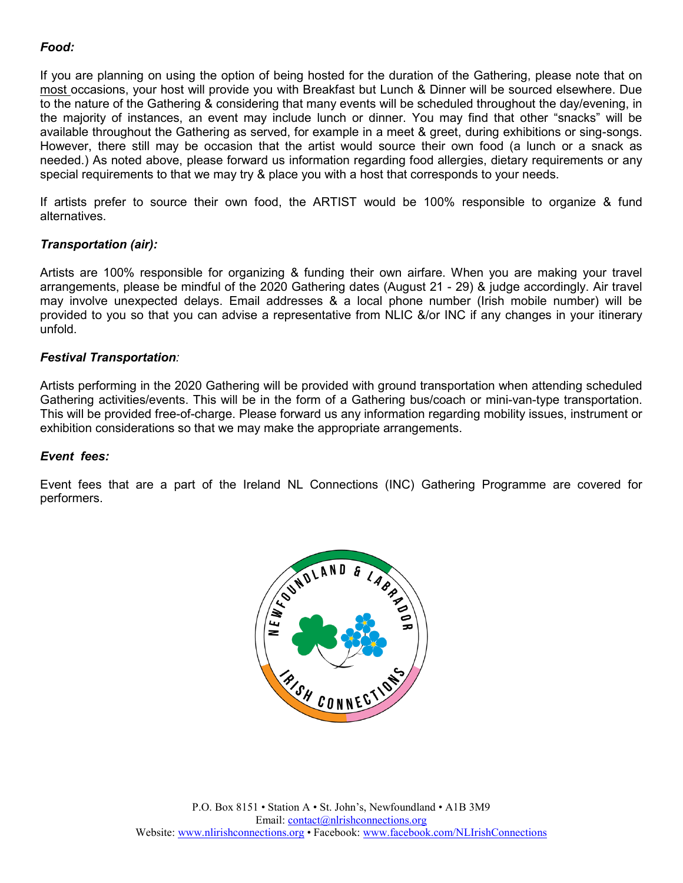***Food:***

If you are planning on using the option of being hosted for the duration of the Gathering, please note that on most occasions, your host will provide you with Breakfast but Lunch & Dinner will be sourced elsewhere. Due to the nature of the Gathering & considering that many events will be scheduled throughout the day/evening, in the majority of instances, an event may include lunch or dinner. You may find that other "snacks" will be available throughout the Gathering as served, for example in a meet & greet, during exhibitions or sing-songs. However, there still may be occasion that the artist would source their own food (a lunch or a snack as needed.) As noted above, please forward us information regarding food allergies, dietary requirements or any special requirements to that we may try & place you with a host that corresponds to your needs.

If artists prefer to source their own food, the ARTIST would be 100% responsible to organize & fund alternatives.

***Transportation (air):***

Artists are 100% responsible for organizing & funding their own airfare. When you are making your travel arrangements, please be mindful of the 2020 Gathering dates (August 21 - 29) & judge accordingly. Air travel may involve unexpected delays. Email addresses & a local phone number (Irish mobile number) will be provided to you so that you can advise a representative from NLIC &/or INC if any changes in your itinerary unfold.

***Festival Transportation:***

Artists performing in the 2020 Gathering will be provided with ground transportation when attending scheduled Gathering activities/events. This will be in the form of a Gathering bus/coach or mini-van-type transportation. This will be provided free-of-charge. Please forward us any information regarding mobility issues, instrument or exhibition considerations so that we may make the appropriate arrangements.

***Event fees:***

Event fees that are a part of the Ireland NL Connections (INC) Gathering Programme are covered for performers.

NEWFOUNDLAND & LABRADOR IRISH CONNECTIONS

P.O. Box 8151 • Station A • St. John's, Newfoundland • A1B 3M9
Email: contact@nlrishconnections.org
Website: www.nlirishconnections.org • Facebook: www.facebook.com/NLIrishConnections